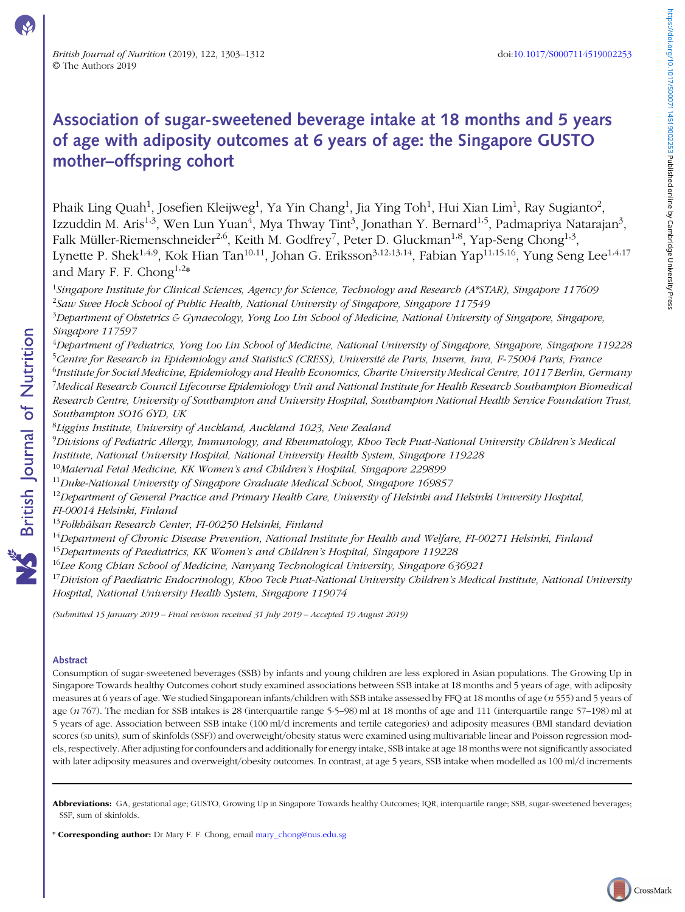# Association of sugar-sweetened beverage intake at 18 months and 5 years of age with adiposity outcomes at 6 years of age: the Singapore GUSTO mother–offspring cohort

Phaik Ling Quah[1], Josefien Kleijweg[1], Ya Yin Chang[1], Jia Ying Toh[1], Hui Xian Lim[1], Ray Sugianto[2], Izzuddin M. Aris[1,3], Wen Lun Yuan[4], Mya Thway Tint[3], Jonathan Y. Bernard[1,5], Padmapriya Natarajan[3], Falk Müller-Riemenschneider[2,6], Keith M. Godfrey[7], Peter D. Gluckman[1,8], Yap-Seng Chong[1,3], Lynette P. Shek[1,4,9], Kok Hian Tan[10,11], Johan G. Eriksson[3,12,13,14], Fabian Yap[11,15,16], Yung Seng Lee[1,4,17] and Mary F. F. Chong[1,2]*

[1] *Singapore Institute for Clinical Sciences, Agency for Science, Technology and Research (A*STAR), Singapore 117609*
[2] *Saw Swee Hock School of Public Health, National University of Singapore, Singapore 117549*
[3] *Department of Obstetrics & Gynaecology, Yong Loo Lin School of Medicine, National University of Singapore, Singapore, Singapore 117597*
[4] *Department of Pediatrics, Yong Loo Lin School of Medicine, National University of Singapore, Singapore, Singapore 119228*
[5] *Centre for Research in Epidemiology and StatisticS (CRESS), Université de Paris, Inserm, Inra, F-75004 Paris, France*
[6] *Institute for Social Medicine, Epidemiology and Health Economics, Charite University Medical Centre, 10117 Berlin, Germany*
[7] *Medical Research Council Lifecourse Epidemiology Unit and National Institute for Health Research Southampton Biomedical Research Centre, University of Southampton and University Hospital, Southampton National Health Service Foundation Trust, Southampton SO16 6YD, UK*
[8] *Liggins Institute, University of Auckland, Auckland 1023, New Zealand*
[9] *Divisions of Pediatric Allergy, Immunology, and Rheumatology, Khoo Teck Puat-National University Children's Medical Institute, National University Hospital, National University Health System, Singapore 119228*
[10] *Maternal Fetal Medicine, KK Women's and Children's Hospital, Singapore 229899*
[11] *Duke-National University of Singapore Graduate Medical School, Singapore 169857*
[12] *Department of General Practice and Primary Health Care, University of Helsinki and Helsinki University Hospital, FI-00014 Helsinki, Finland*
[13] *Folkhälsan Research Center, FI-00250 Helsinki, Finland*
[14] *Department of Chronic Disease Prevention, National Institute for Health and Welfare, FI-00271 Helsinki, Finland*
[15] *Departments of Paediatrics, KK Women's and Children's Hospital, Singapore 119228*
[16] *Lee Kong Chian School of Medicine, Nanyang Technological University, Singapore 636921*
[17] *Division of Paediatric Endocrinology, Khoo Teck Puat-National University Children's Medical Institute, National University Hospital, National University Health System, Singapore 119074*

*(Submitted 15 January 2019 – Final revision received 31 July 2019 – Accepted 19 August 2019)*

## Abstract

Consumption of sugar-sweetened beverages (SSB) by infants and young children are less explored in Asian populations. The Growing Up in Singapore Towards healthy Outcomes cohort study examined associations between SSB intake at 18 months and 5 years of age, with adiposity measures at 6 years of age. We studied Singaporean infants/children with SSB intake assessed by FFQ at 18 months of age (*n* 555) and 5 years of age (*n* 767). The median for SSB intakes is 28 (interquartile range 5·5–98) ml at 18 months of age and 111 (interquartile range 57–198) ml at 5 years of age. Association between SSB intake (100 ml/d increments and tertile categories) and adiposity measures (BMI standard deviation scores (SD units), sum of skinfolds (SSF)) and overweight/obesity status were examined using multivariable linear and Poisson regression models, respectively. After adjusting for confounders and additionally for energy intake, SSB intake at age 18 months were not significantly associated with later adiposity measures and overweight/obesity outcomes. In contrast, at age 5 years, SSB intake when modelled as 100 ml/d increments

**Abbreviations:** GA, gestational age; GUSTO, Growing Up in Singapore Towards healthy Outcomes; IQR, interquartile range; SSB, sugar-sweetened beverages; SSF, sum of skinfolds.

\* **Corresponding author:** Dr Mary F. F. Chong, email mary_chong@nus.edu.sg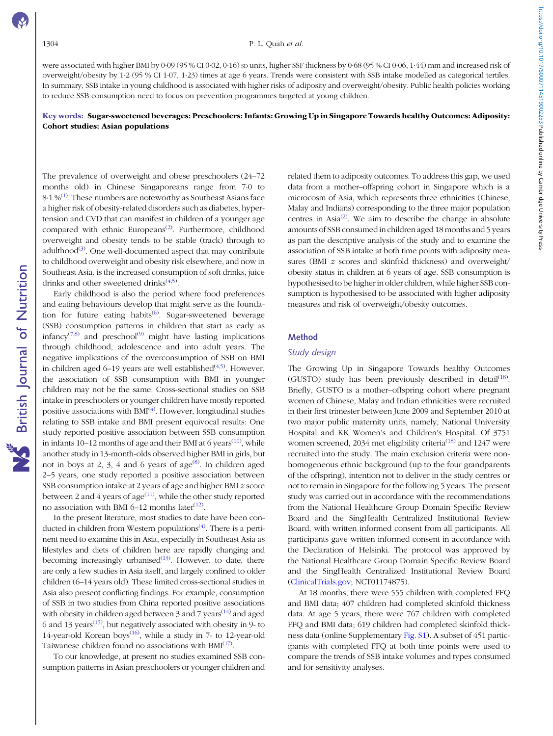were associated with higher BMI by 0·09 (95 % CI 0·02, 0·16) SD units, higher SSF thickness by 0·68 (95 % CI 0·06, 1·44) mm and increased risk of overweight/obesity by 1·2 (95 % CI 1·07, 1·23) times at age 6 years. Trends were consistent with SSB intake modelled as categorical tertiles. In summary, SSB intake in young childhood is associated with higher risks of adiposity and overweight/obesity. Public health policies working to reduce SSB consumption need to focus on prevention programmes targeted at young children.

**Key words: Sugar-sweetened beverages: Preschoolers: Infants: Growing Up in Singapore Towards healthy Outcomes: Adiposity: Cohort studies: Asian populations**

The prevalence of overweight and obese preschoolers (24–72 months old) in Chinese Singaporeans range from 7·0 to 8·1 %[1]. These numbers are noteworthy as Southeast Asians face a higher risk of obesity-related disorders such as diabetes, hypertension and CVD that can manifest in children of a younger age compared with ethnic Europeans[2]. Furthermore, childhood overweight and obesity tends to be stable (track) through to adulthood[3]. One well-documented aspect that may contribute to childhood overweight and obesity risk elsewhere, and now in Southeast Asia, is the increased consumption of soft drinks, juice drinks and other sweetened drinks[4,5].

Early childhood is also the period where food preferences and eating behaviours develop that might serve as the foundation for future eating habits[6]. Sugar-sweetened beverage (SSB) consumption patterns in children that start as early as infancy[7,8] and preschool[9] might have lasting implications through childhood, adolescence and into adult years. The negative implications of the overconsumption of SSB on BMI in children aged 6–19 years are well established[4,5]. However, the association of SSB consumption with BMI in younger children may not be the same. Cross-sectional studies on SSB intake in preschoolers or younger children have mostly reported positive associations with BMI[4]. However, longitudinal studies relating to SSB intake and BMI present equivocal results: One study reported positive association between SSB consumption in infants 10–12 months of age and their BMI at 6 years[10], while another study in 13-month-olds observed higher BMI in girls, but not in boys at 2, 3, 4 and 6 years of age[8]. In children aged 2–5 years, one study reported a positive association between SSB consumption intake at 2 years of age and higher BMI $z$ score between 2 and 4 years of age[11], while the other study reported no association with BMI 6–12 months later[12].

In the present literature, most studies to date have been conducted in children from Western populations[4]. There is a pertinent need to examine this in Asia, especially in Southeast Asia as lifestyles and diets of children here are rapidly changing and becoming increasingly urbanised[13]. However, to date, there are only a few studies in Asia itself, and largely confined to older children (6–14 years old). These limited cross-sectional studies in Asia also present conflicting findings. For example, consumption of SSB in two studies from China reported positive associations with obesity in children aged between 3 and 7 years[14] and aged 6 and 13 years[15], but negatively associated with obesity in 9- to 14-year-old Korean boys[16], while a study in 7- to 12-year-old Taiwanese children found no associations with BMI[17].

To our knowledge, at present no studies examined SSB consumption patterns in Asian preschoolers or younger children and related them to adiposity outcomes. To address this gap, we used data from a mother–offspring cohort in Singapore which is a microcosm of Asia, which represents three ethnicities (Chinese, Malay and Indians) corresponding to the three major population centres in Asia[2]. We aim to describe the change in absolute amounts of SSB consumed in children aged 18 months and 5 years as part the descriptive analysis of the study and to examine the association of SSB intake at both time points with adiposity measures (BMI $z$ scores and skinfold thickness) and overweight/obesity status in children at 6 years of age. SSB consumption is hypothesised to be higher in older children, while higher SSB consumption is hypothesised to be associated with higher adiposity measures and risk of overweight/obesity outcomes.

## Method

### *Study design*

The Growing Up in Singapore Towards healthy Outcomes (GUSTO) study has been previously described in detail[18]. Briefly, GUSTO is a mother–offspring cohort where pregnant women of Chinese, Malay and Indian ethnicities were recruited in their first trimester between June 2009 and September 2010 at two major public maternity units, namely, National University Hospital and KK Women's and Children's Hospital. Of 3751 women screened, 2034 met eligibility criteria[18] and 1247 were recruited into the study. The main exclusion criteria were non-homogeneous ethnic background (up to the four grandparents of the offspring), intention not to deliver in the study centres or not to remain in Singapore for the following 5 years. The present study was carried out in accordance with the recommendations from the National Healthcare Group Domain Specific Review Board and the SingHealth Centralized Institutional Review Board, with written informed consent from all participants. All participants gave written informed consent in accordance with the Declaration of Helsinki. The protocol was approved by the National Healthcare Group Domain Specific Review Board and the SingHealth Centralized Institutional Review Board (ClinicalTrials.gov; NCT01174875).

At 18 months, there were 555 children with completed FFQ and BMI data; 407 children had completed skinfold thickness data. At age 5 years, there were 767 children with completed FFQ and BMI data; 619 children had completed skinfold thickness data (online Supplementary Fig. S1). A subset of 451 participants with completed FFQ at both time points were used to compare the trends of SSB intake volumes and types consumed and for sensitivity analyses.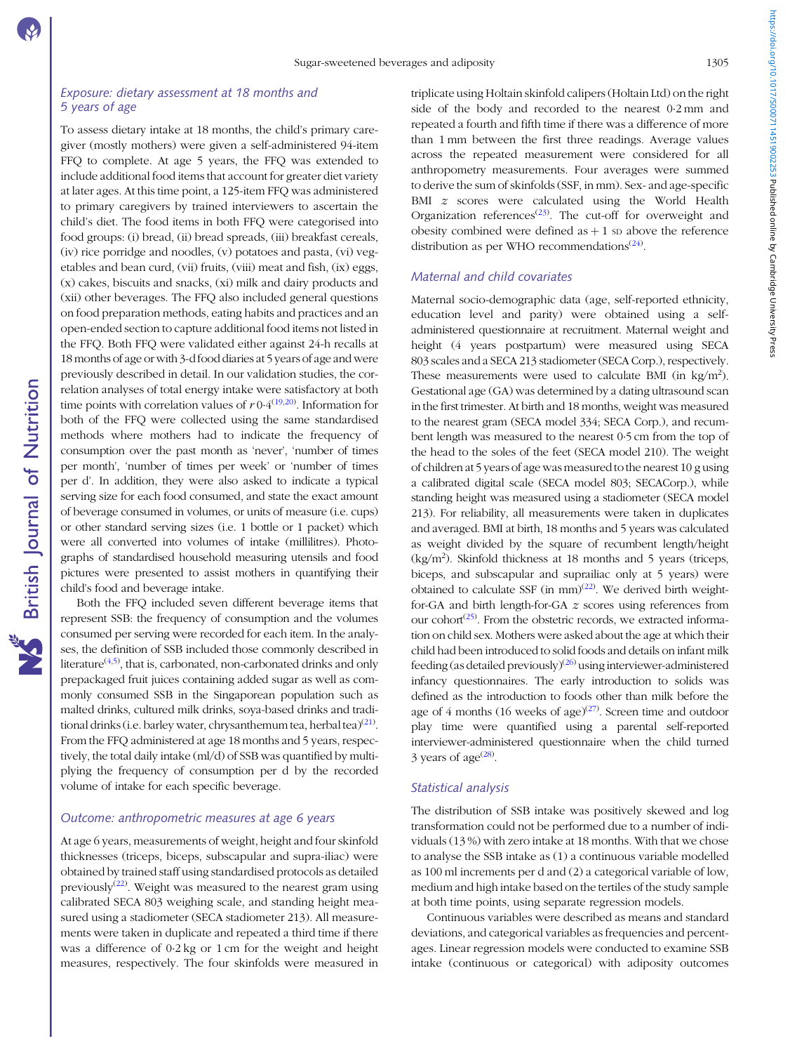### Exposure: dietary assessment at 18 months and 5 years of age

To assess dietary intake at 18 months, the child's primary caregiver (mostly mothers) were given a self-administered 94-item FFQ to complete. At age 5 years, the FFQ was extended to include additional food items that account for greater diet variety at later ages. At this time point, a 125-item FFQ was administered to primary caregivers by trained interviewers to ascertain the child's diet. The food items in both FFQ were categorised into food groups: (i) bread, (ii) bread spreads, (iii) breakfast cereals, (iv) rice porridge and noodles, (v) potatoes and pasta, (vi) vegetables and bean curd, (vii) fruits, (viii) meat and fish, (ix) eggs, (x) cakes, biscuits and snacks, (xi) milk and dairy products and (xii) other beverages. The FFQ also included general questions on food preparation methods, eating habits and practices and an open-ended section to capture additional food items not listed in the FFQ. Both FFQ were validated either against 24-h recalls at 18 months of age or with 3-d food diaries at 5 years of age and were previously described in detail. In our validation studies, the correlation analyses of total energy intake were satisfactory at both time points with correlation values of $r$ 0·4[19,20]. Information for both of the FFQ were collected using the same standardised methods where mothers had to indicate the frequency of consumption over the past month as 'never', 'number of times per month', 'number of times per week' or 'number of times per d'. In addition, they were also asked to indicate a typical serving size for each food consumed, and state the exact amount of beverage consumed in volumes, or units of measure (i.e. cups) or other standard serving sizes (i.e. 1 bottle or 1 packet) which were all converted into volumes of intake (millilitres). Photographs of standardised household measuring utensils and food pictures were presented to assist mothers in quantifying their child's food and beverage intake.

Both the FFQ included seven different beverage items that represent SSB: the frequency of consumption and the volumes consumed per serving were recorded for each item. In the analyses, the definition of SSB included those commonly described in literature[4,5], that is, carbonated, non-carbonated drinks and only prepackaged fruit juices containing added sugar as well as commonly consumed SSB in the Singaporean population such as malted drinks, cultured milk drinks, soya-based drinks and traditional drinks (i.e. barley water, chrysanthemum tea, herbal tea)[21]. From the FFQ administered at age 18 months and 5 years, respectively, the total daily intake (ml/d) of SSB was quantified by multiplying the frequency of consumption per d by the recorded volume of intake for each specific beverage.

### Outcome: anthropometric measures at age 6 years

At age 6 years, measurements of weight, height and four skinfold thicknesses (triceps, biceps, subscapular and supra-iliac) were obtained by trained staff using standardised protocols as detailed previously[22]. Weight was measured to the nearest gram using calibrated SECA 803 weighing scale, and standing height measured using a stadiometer (SECA stadiometer 213). All measurements were taken in duplicate and repeated a third time if there was a difference of 0·2 kg or 1 cm for the weight and height measures, respectively. The four skinfolds were measured in triplicate using Holtain skinfold calipers (Holtain Ltd) on the right side of the body and recorded to the nearest 0·2 mm and repeated a fourth and fifth time if there was a difference of more than 1 mm between the first three readings. Average values across the repeated measurement were considered for all anthropometry measurements. Four averages were summed to derive the sum of skinfolds (SSF, in mm). Sex- and age-specific BMI $z$ scores were calculated using the World Health Organization references[23]. The cut-off for overweight and obesity combined were defined as + 1 SD above the reference distribution as per WHO recommendations[24].

### Maternal and child covariates

Maternal socio-demographic data (age, self-reported ethnicity, education level and parity) were obtained using a self-administered questionnaire at recruitment. Maternal weight and height (4 years postpartum) were measured using SECA 803 scales and a SECA 213 stadiometer (SECA Corp.), respectively. These measurements were used to calculate BMI (in kg/m$^2$). Gestational age (GA) was determined by a dating ultrasound scan in the first trimester. At birth and 18 months, weight was measured to the nearest gram (SECA model 334; SECA Corp.), and recumbent length was measured to the nearest 0·5 cm from the top of the head to the soles of the feet (SECA model 210). The weight of children at 5 years of age was measured to the nearest 10 g using a calibrated digital scale (SECA model 803; SECACorp.), while standing height was measured using a stadiometer (SECA model 213). For reliability, all measurements were taken in duplicates and averaged. BMI at birth, 18 months and 5 years was calculated as weight divided by the square of recumbent length/height (kg/m$^2$). Skinfold thickness at 18 months and 5 years (triceps, biceps, and subscapular and suprailiac only at 5 years) were obtained to calculate SSF (in mm)[22]. We derived birth weight-for-GA and birth length-for-GA $z$ scores using references from our cohort[25]. From the obstetric records, we extracted information on child sex. Mothers were asked about the age at which their child had been introduced to solid foods and details on infant milk feeding (as detailed previously)[26] using interviewer-administered infancy questionnaires. The early introduction to solids was defined as the introduction to foods other than milk before the age of 4 months (16 weeks of age)[27]. Screen time and outdoor play time were quantified using a parental self-reported interviewer-administered questionnaire when the child turned 3 years of age[28].

### Statistical analysis

The distribution of SSB intake was positively skewed and log transformation could not be performed due to a number of individuals (13 %) with zero intake at 18 months. With that we chose to analyse the SSB intake as (1) a continuous variable modelled as 100 ml increments per d and (2) a categorical variable of low, medium and high intake based on the tertiles of the study sample at both time points, using separate regression models.

Continuous variables were described as means and standard deviations, and categorical variables as frequencies and percentages. Linear regression models were conducted to examine SSB intake (continuous or categorical) with adiposity outcomes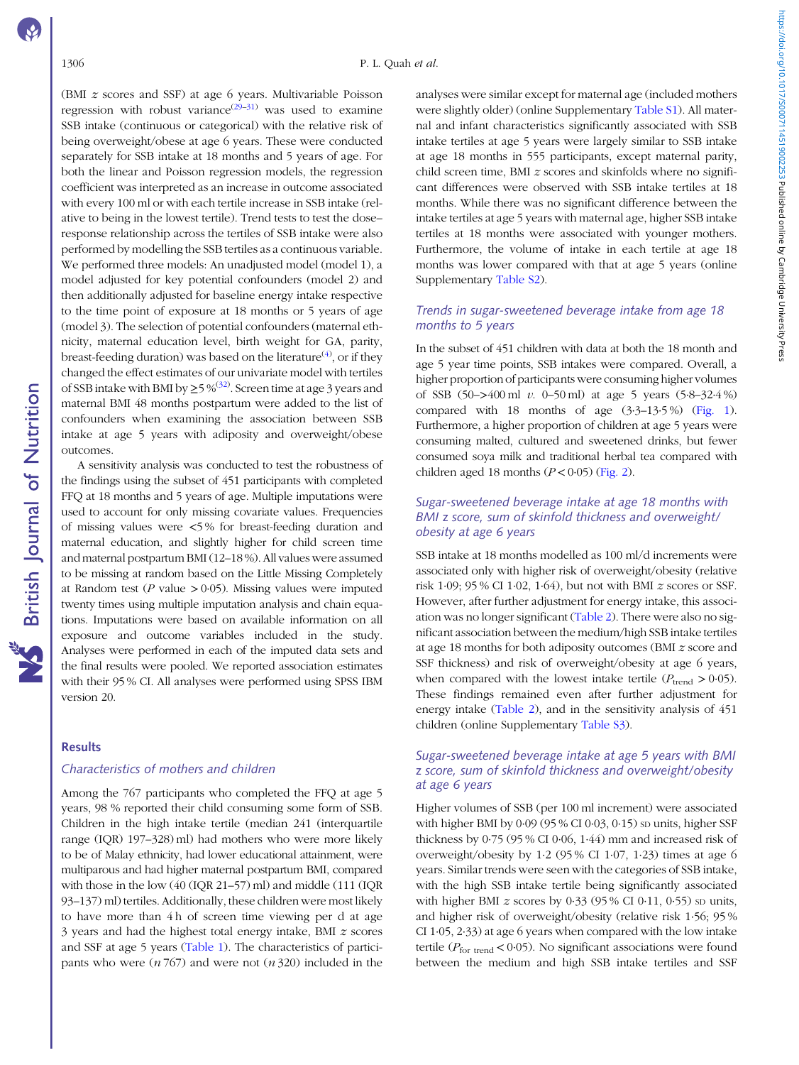(BMI z scores and SSF) at age 6 years. Multivariable Poisson regression with robust variance[29–31] was used to examine SSB intake (continuous or categorical) with the relative risk of being overweight/obese at age 6 years. These were conducted separately for SSB intake at 18 months and 5 years of age. For both the linear and Poisson regression models, the regression coefficient was interpreted as an increase in outcome associated with every 100 ml or with each tertile increase in SSB intake (relative to being in the lowest tertile). Trend tests to test the dose–response relationship across the tertiles of SSB intake were also performed by modelling the SSB tertiles as a continuous variable. We performed three models: An unadjusted model (model 1), a model adjusted for key potential confounders (model 2) and then additionally adjusted for baseline energy intake respective to the time point of exposure at 18 months or 5 years of age (model 3). The selection of potential confounders (maternal ethnicity, maternal education level, birth weight for GA, parity, breast-feeding duration) was based on the literature[4], or if they changed the effect estimates of our univariate model with tertiles of SSB intake with BMI by ≥5 %[32]. Screen time at age 3 years and maternal BMI 48 months postpartum were added to the list of confounders when examining the association between SSB intake at age 5 years with adiposity and overweight/obese outcomes.

A sensitivity analysis was conducted to test the robustness of the findings using the subset of 451 participants with completed FFQ at 18 months and 5 years of age. Multiple imputations were used to account for only missing covariate values. Frequencies of missing values were <5 % for breast-feeding duration and maternal education, and slightly higher for child screen time and maternal postpartum BMI (12–18 %). All values were assumed to be missing at random based on the Little Missing Completely at Random test (P value > 0·05). Missing values were imputed twenty times using multiple imputation analysis and chain equations. Imputations were based on available information on all exposure and outcome variables included in the study. Analyses were performed in each of the imputed data sets and the final results were pooled. We reported association estimates with their 95 % CI. All analyses were performed using SPSS IBM version 20.

## Results

### Characteristics of mothers and children

Among the 767 participants who completed the FFQ at age 5 years, 98 % reported their child consuming some form of SSB. Children in the high intake tertile (median 241 (interquartile range (IQR) 197–328) ml) had mothers who were more likely to be of Malay ethnicity, had lower educational attainment, were multiparous and had higher maternal postpartum BMI, compared with those in the low (40 (IQR 21–57) ml) and middle (111 (IQR 93–137) ml) tertiles. Additionally, these children were most likely to have more than 4 h of screen time viewing per d at age 3 years and had the highest total energy intake, BMI z scores and SSF at age 5 years (Table 1). The characteristics of participants who were (n 767) and were not (n 320) included in the analyses were similar except for maternal age (included mothers were slightly older) (online Supplementary Table S1). All maternal and infant characteristics significantly associated with SSB intake tertiles at age 5 years were largely similar to SSB intake at age 18 months in 555 participants, except maternal parity, child screen time, BMI z scores and skinfolds where no significant differences were observed with SSB intake tertiles at 18 months. While there was no significant difference between the intake tertiles at age 5 years with maternal age, higher SSB intake tertiles at 18 months were associated with younger mothers. Furthermore, the volume of intake in each tertile at age 18 months was lower compared with that at age 5 years (online Supplementary Table S2).

### Trends in sugar-sweetened beverage intake from age 18 months to 5 years

In the subset of 451 children with data at both the 18 month and age 5 year time points, SSB intakes were compared. Overall, a higher proportion of participants were consuming higher volumes of SSB (50–>400 ml v. 0–50 ml) at age 5 years (5·8–32·4 %) compared with 18 months of age (3·3–13·5 %) (Fig. 1). Furthermore, a higher proportion of children at age 5 years were consuming malted, cultured and sweetened drinks, but fewer consumed soya milk and traditional herbal tea compared with children aged 18 months ($P < 0·05$) (Fig. 2).

### Sugar-sweetened beverage intake at age 18 months with BMI z score, sum of skinfold thickness and overweight/obesity at age 6 years

SSB intake at 18 months modelled as 100 ml/d increments were associated only with higher risk of overweight/obesity (relative risk 1·09; 95 % CI 1·02, 1·64), but not with BMI z scores or SSF. However, after further adjustment for energy intake, this association was no longer significant (Table 2). There were also no significant association between the medium/high SSB intake tertiles at age 18 months for both adiposity outcomes (BMI z score and SSF thickness) and risk of overweight/obesity at age 6 years, when compared with the lowest intake tertile ($P_{trend} > 0·05$). These findings remained even after further adjustment for energy intake (Table 2), and in the sensitivity analysis of 451 children (online Supplementary Table S3).

### Sugar-sweetened beverage intake at age 5 years with BMI z score, sum of skinfold thickness and overweight/obesity at age 6 years

Higher volumes of SSB (per 100 ml increment) were associated with higher BMI by 0·09 (95 % CI 0·03, 0·15) SD units, higher SSF thickness by 0·75 (95 % CI 0·06, 1·44) mm and increased risk of overweight/obesity by 1·2 (95 % CI 1·07, 1·23) times at age 6 years. Similar trends were seen with the categories of SSB intake, with the high SSB intake tertile being significantly associated with higher BMI z scores by 0·33 (95 % CI 0·11, 0·55) SD units, and higher risk of overweight/obesity (relative risk 1·56; 95 % CI 1·05, 2·33) at age 6 years when compared with the low intake tertile ($P_{for\ trend} < 0·05$). No significant associations were found between the medium and high SSB intake tertiles and SSF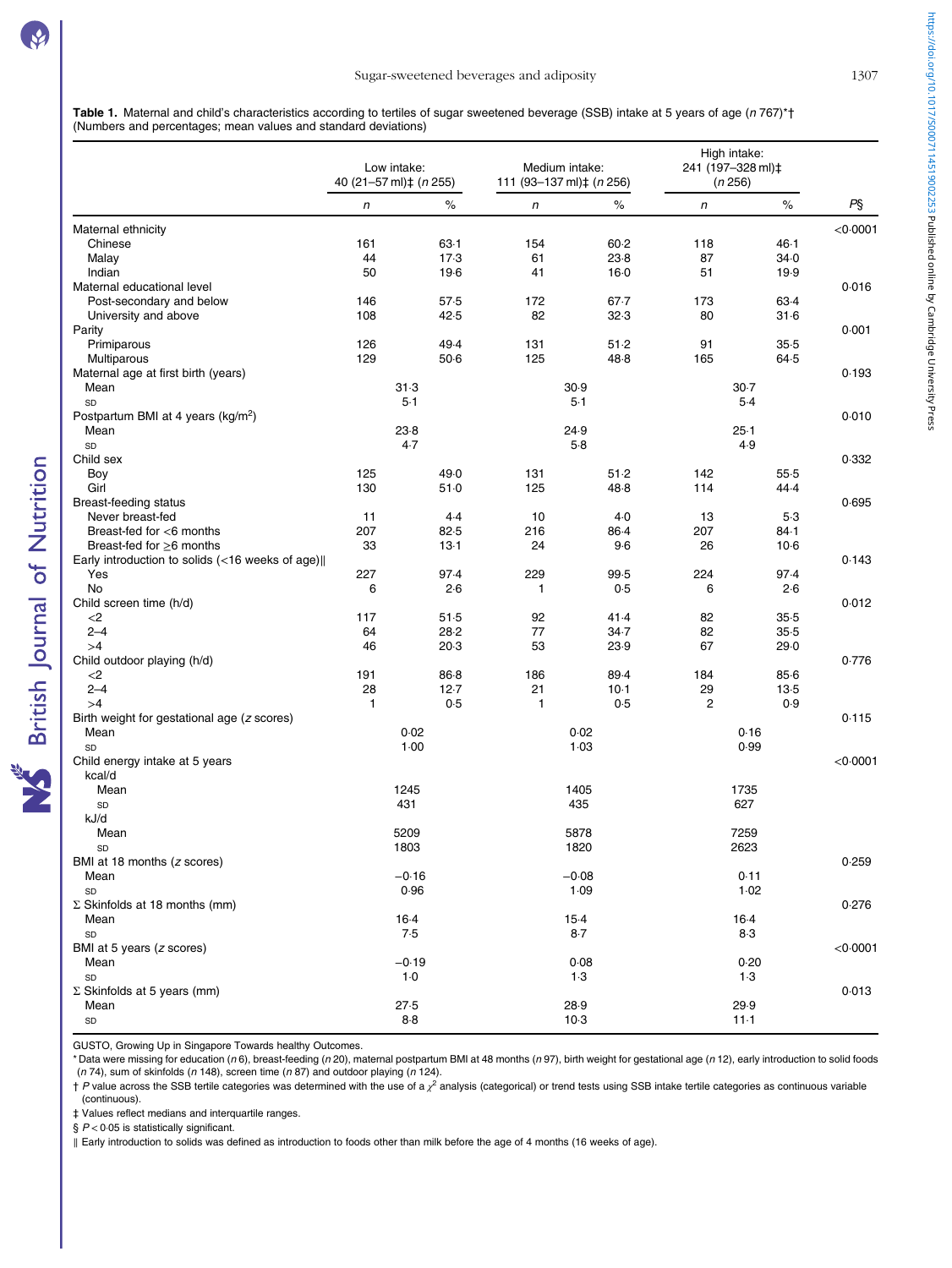**Table 1.** Maternal and child's characteristics according to tertiles of sugar sweetened beverage (SSB) intake at 5 years of age (*n* 767)*†
(Numbers and percentages; mean values and standard deviations)

| | Low intake: 40 (21–57 ml)‡ (*n* 255) | | Medium intake: 111 (93–137 ml)‡ (*n* 256) | | High intake: 241 (197–328 ml)‡ (*n* 256) | | |
|---|---|---|---|---|---|---|---|
| | *n* | % | *n* | % | *n* | % | *P*§ |
| Maternal ethnicity | | | | | | | <0·0001 |
| Chinese | 161 | 63·1 | 154 | 60·2 | 118 | 46·1 | |
| Malay | 44 | 17·3 | 61 | 23·8 | 87 | 34·0 | |
| Indian | 50 | 19·6 | 41 | 16·0 | 51 | 19·9 | |
| Maternal educational level | | | | | | | 0·016 |
| Post-secondary and below | 146 | 57·5 | 172 | 67·7 | 173 | 63·4 | |
| University and above | 108 | 42·5 | 82 | 32·3 | 80 | 31·6 | |
| Parity | | | | | | | 0·001 |
| Primiparous | 126 | 49·4 | 131 | 51·2 | 91 | 35·5 | |
| Multiparous | 129 | 50·6 | 125 | 48·8 | 165 | 64·5 | |
| Maternal age at first birth (years) | | | | | | | 0·193 |
| Mean | 31·3 | | 30·9 | | 30·7 | | |
| SD | 5·1 | | 5·1 | | 5·4 | | |
| Postpartum BMI at 4 years (kg/m$^2$) | | | | | | | 0·010 |
| Mean | 23·8 | | 24·9 | | 25·1 | | |
| SD | 4·7 | | 5·8 | | 4·9 | | |
| Child sex | | | | | | | 0·332 |
| Boy | 125 | 49·0 | 131 | 51·2 | 142 | 55·5 | |
| Girl | 130 | 51·0 | 125 | 48·8 | 114 | 44·4 | |
| Breast-feeding status | | | | | | | 0·695 |
| Never breast-fed | 11 | 4·4 | 10 | 4·0 | 13 | 5·3 | |
| Breast-fed for <6 months | 207 | 82·5 | 216 | 86·4 | 207 | 84·1 | |
| Breast-fed for ≥6 months | 33 | 13·1 | 24 | 9·6 | 26 | 10·6 | |
| Early introduction to solids (<16 weeks of age)‖ | | | | | | | 0·143 |
| Yes | 227 | 97·4 | 229 | 99·5 | 224 | 97·4 | |
| No | 6 | 2·6 | 1 | 0·5 | 6 | 2·6 | |
| Child screen time (h/d) | | | | | | | 0·012 |
| <2 | 117 | 51·5 | 92 | 41·4 | 82 | 35·5 | |
| 2–4 | 64 | 28·2 | 77 | 34·7 | 82 | 35·5 | |
| >4 | 46 | 20·3 | 53 | 23·9 | 67 | 29·0 | |
| Child outdoor playing (h/d) | | | | | | | 0·776 |
| <2 | 191 | 86·8 | 186 | 89·4 | 184 | 85·6 | |
| 2–4 | 28 | 12·7 | 21 | 10·1 | 29 | 13·5 | |
| >4 | 1 | 0·5 | 1 | 0·5 | 2 | 0·9 | |
| Birth weight for gestational age (*z* scores) | | | | | | | 0·115 |
| Mean | 0·02 | | 0·02 | | 0·16 | | |
| SD | 1·00 | | 1·03 | | 0·99 | | |
| Child energy intake at 5 years | | | | | | | <0·0001 |
| kcal/d | | | | | | | |
| Mean | 1245 | | 1405 | | 1735 | | |
| SD | 431 | | 435 | | 627 | | |
| kJ/d | | | | | | | |
| Mean | 5209 | | 5878 | | 7259 | | |
| SD | 1803 | | 1820 | | 2623 | | |
| BMI at 18 months (*z* scores) | | | | | | | 0·259 |
| Mean | −0·16 | | −0·08 | | 0·11 | | |
| SD | 0·96 | | 1·09 | | 1·02 | | |
| Σ Skinfolds at 18 months (mm) | | | | | | | 0·276 |
| Mean | 16·4 | | 15·4 | | 16·4 | | |
| SD | 7·5 | | 8·7 | | 8·3 | | |
| BMI at 5 years (*z* scores) | | | | | | | <0·0001 |
| Mean | −0·19 | | 0·08 | | 0·20 | | |
| SD | 1·0 | | 1·3 | | 1·3 | | |
| Σ Skinfolds at 5 years (mm) | | | | | | | 0·013 |
| Mean | 27·5 | | 28·9 | | 29·9 | | |
| SD | 8·8 | | 10·3 | | 11·1 | | |

GUSTO, Growing Up in Singapore Towards healthy Outcomes.

* Data were missing for education (*n* 6), breast-feeding (*n* 20), maternal postpartum BMI at 48 months (*n* 97), birth weight for gestational age (*n* 12), early introduction to solid foods (*n* 74), sum of skinfolds (*n* 148), screen time (*n* 87) and outdoor playing (*n* 124).

† *P* value across the SSB tertile categories was determined with the use of a $\chi^2$ analysis (categorical) or trend tests using SSB intake tertile categories as continuous variable (continuous).

‡ Values reflect medians and interquartile ranges.

§ $P < 0·05$ is statistically significant.

‖ Early introduction to solids was defined as introduction to foods other than milk before the age of 4 months (16 weeks of age).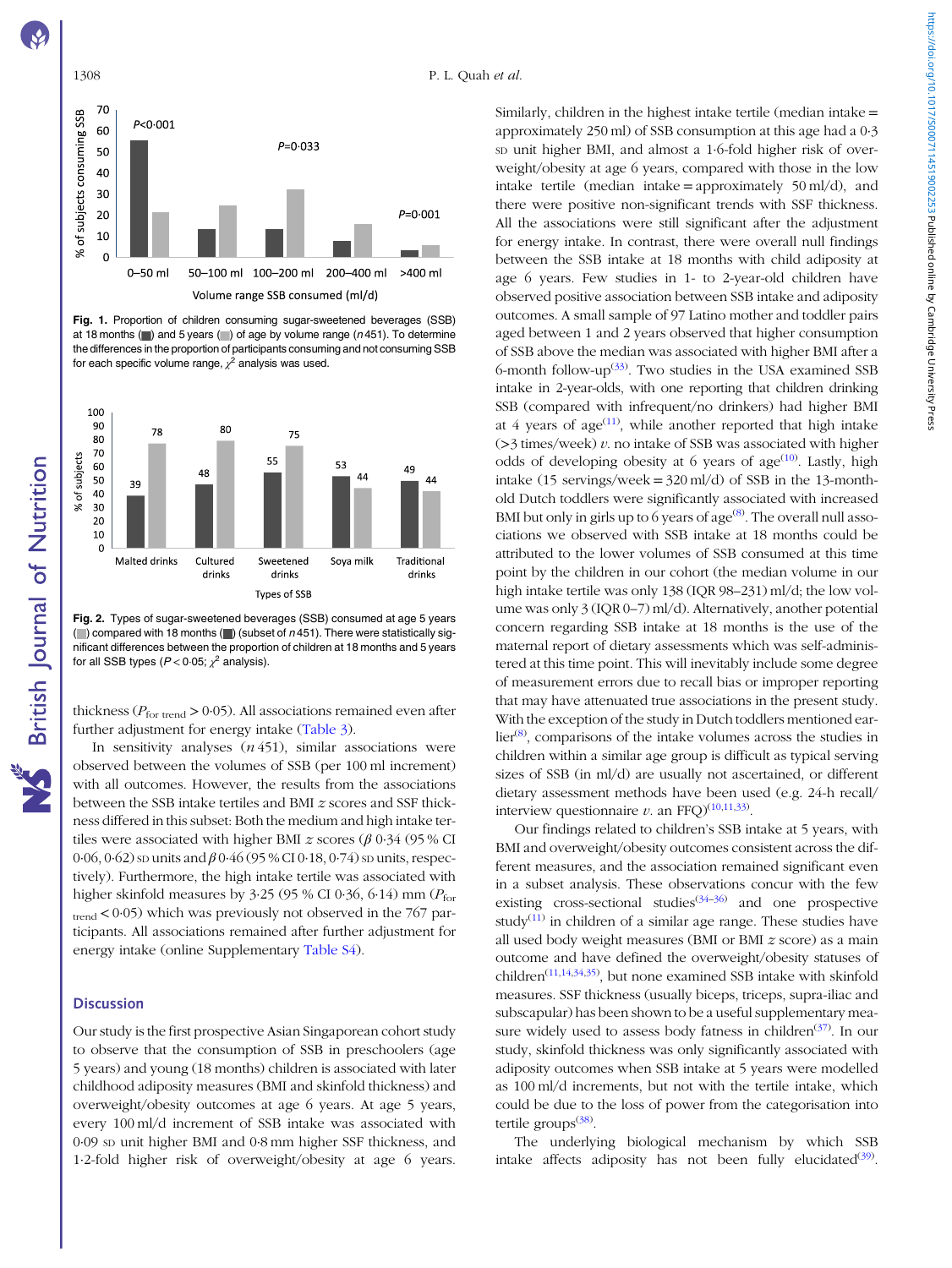Fig. 1. Proportion of children consuming sugar-sweetened beverages (SSB) at 18 months (■) and 5 years (■) of age by volume range ($n$ 451). To determine the differences in the proportion of participants consuming and not consuming SSB for each specific volume range, $\chi^2$ analysis was used.

Fig. 2. Types of sugar-sweetened beverages (SSB) consumed at age 5 years (■) compared with 18 months (■) (subset of $n$ 451). There were statistically significant differences between the proportion of children at 18 months and 5 years for all SSB types ($P < 0{\cdot}05$; $\chi^2$ analysis).

thickness ($P_{\text{for trend}} > 0{\cdot}05$). All associations remained even after further adjustment for energy intake (Table 3).

In sensitivity analyses ($n$ 451), similar associations were observed between the volumes of SSB (per 100 ml increment) with all outcomes. However, the results from the associations between the SSB intake tertiles and BMI $z$ scores and SSF thickness differed in this subset: Both the medium and high intake tertiles were associated with higher BMI $z$ scores ($\beta$ 0·34 (95 % CI 0·06, 0·62) SD units and $\beta$ 0·46 (95 % CI 0·18, 0·74) SD units, respectively). Furthermore, the high intake tertile was associated with higher skinfold measures by 3·25 (95 % CI 0·36, 6·14) mm ($P_{\text{for trend}} < 0{\cdot}05$) which was previously not observed in the 767 participants. All associations remained after further adjustment for energy intake (online Supplementary Table S4).

## Discussion

Our study is the first prospective Asian Singaporean cohort study to observe that the consumption of SSB in preschoolers (age 5 years) and young (18 months) children is associated with later childhood adiposity measures (BMI and skinfold thickness) and overweight/obesity outcomes at age 6 years. At age 5 years, every 100 ml/d increment of SSB intake was associated with 0·09 SD unit higher BMI and 0·8 mm higher SSF thickness, and 1·2-fold higher risk of overweight/obesity at age 6 years. Similarly, children in the highest intake tertile (median intake = approximately 250 ml) of SSB consumption at this age had a 0·3 SD unit higher BMI, and almost a 1·6-fold higher risk of overweight/obesity at age 6 years, compared with those in the low intake tertile (median intake = approximately 50 ml/d), and there were positive non-significant trends with SSF thickness. All the associations were still significant after the adjustment for energy intake. In contrast, there were overall null findings between the SSB intake at 18 months with child adiposity at age 6 years. Few studies in 1- to 2-year-old children have observed positive association between SSB intake and adiposity outcomes. A small sample of 97 Latino mother and toddler pairs aged between 1 and 2 years observed that higher consumption of SSB above the median was associated with higher BMI after a 6-month follow-up[33]. Two studies in the USA examined SSB intake in 2-year-olds, with one reporting that children drinking SSB (compared with infrequent/no drinkers) had higher BMI at 4 years of age[11], while another reported that high intake (>3 times/week) $v$. no intake of SSB was associated with higher odds of developing obesity at 6 years of age[10]. Lastly, high intake (15 servings/week = 320 ml/d) of SSB in the 13-month-old Dutch toddlers were significantly associated with increased BMI but only in girls up to 6 years of age[8]. The overall null associations we observed with SSB intake at 18 months could be attributed to the lower volumes of SSB consumed at this time point by the children in our cohort (the median volume in our high intake tertile was only 138 (IQR 98–231) ml/d; the low volume was only 3 (IQR 0–7) ml/d). Alternatively, another potential concern regarding SSB intake at 18 months is the use of the maternal report of dietary assessments which was self-administered at this time point. This will inevitably include some degree of measurement errors due to recall bias or improper reporting that may have attenuated true associations in the present study. With the exception of the study in Dutch toddlers mentioned earlier[8], comparisons of the intake volumes across the studies in children within a similar age group is difficult as typical serving sizes of SSB (in ml/d) are usually not ascertained, or different dietary assessment methods have been used (e.g. 24-h recall/interview questionnaire $v$. an FFQ)[10,11,33].

Our findings related to children's SSB intake at 5 years, with BMI and overweight/obesity outcomes consistent across the different measures, and the association remained significant even in a subset analysis. These observations concur with the few existing cross-sectional studies[34–36] and one prospective study[11] in children of a similar age range. These studies have all used body weight measures (BMI or BMI $z$ score) as a main outcome and have defined the overweight/obesity statuses of children[11,14,34,35], but none examined SSB intake with skinfold measures. SSF thickness (usually biceps, triceps, supra-iliac and subscapular) has been shown to be a useful supplementary measure widely used to assess body fatness in children[37]. In our study, skinfold thickness was only significantly associated with adiposity outcomes when SSB intake at 5 years were modelled as 100 ml/d increments, but not with the tertile intake, which could be due to the loss of power from the categorisation into tertile groups[38].

The underlying biological mechanism by which SSB intake affects adiposity has not been fully elucidated[39].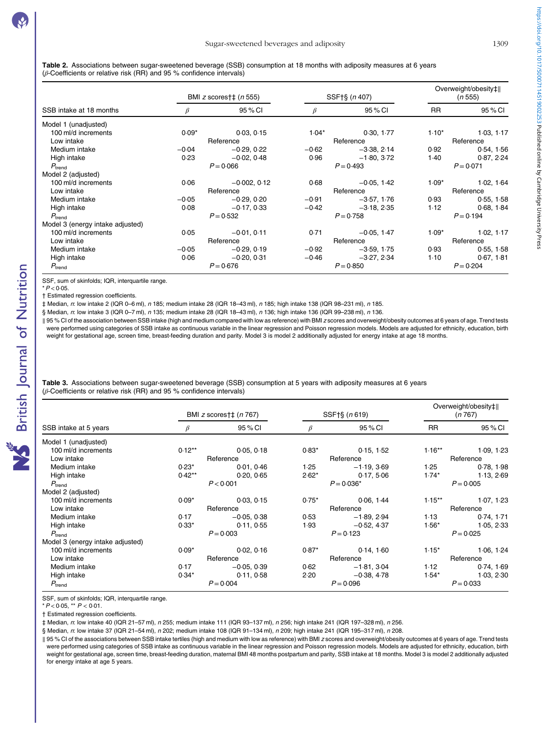**Table 2.** Associations between sugar-sweetened beverage (SSB) consumption at 18 months with adiposity measures at 6 years ($\beta$-Coefficients or relative risk (RR) and 95 % confidence intervals)

| | BMI *z* scores†‡ (*n* 555) | | SSF†§ (*n* 407) | | Overweight/obesity‡‖ (*n* 555) | |
|---|---|---|---|---|---|---|
| SSB intake at 18 months | $\beta$ | 95 % CI | $\beta$ | 95 % CI | RR | 95 % CI |
| Model 1 (unadjusted) | | | | | | |
| 100 ml/d increments | 0·09* | 0·03, 0·15 | 1·04* | 0·30, 1·77 | 1·10* | 1·03, 1·17 |
| Low intake | | Reference | | Reference | | Reference |
| Medium intake | −0·04 | −0·29, 0·22 | −0·62 | −3·38, 2·14 | 0·92 | 0·54, 1·56 |
| High intake | 0·23 | −0·02, 0·48 | 0·96 | −1·80, 3·72 | 1·40 | 0·87, 2·24 |
| $P_{trend}$ | | $P=0·066$ | | $P=0·493$ | | $P=0·071$ |
| Model 2 (adjusted) | | | | | | |
| 100 ml/d increments | 0·06 | −0·002, 0·12 | 0·68 | −0·05, 1·42 | 1·09* | 1·02, 1·64 |
| Low intake | | Reference | | Reference | | Reference |
| Medium intake | −0·05 | −0·29, 0·20 | −0·91 | −3·57, 1·76 | 0·93 | 0·55, 1·58 |
| High intake | 0·08 | −0·17, 0·33 | −0·42 | −3·18, 2·35 | 1·12 | 0·68, 1·84 |
| $P_{trend}$ | | $P=0·532$ | | $P=0·758$ | | $P=0·194$ |
| Model 3 (energy intake adjusted) | | | | | | |
| 100 ml/d increments | 0·05 | −0·01, 0·11 | 0·71 | −0·05, 1·47 | 1·09* | 1·02, 1·17 |
| Low intake | | Reference | | Reference | | Reference |
| Medium intake | −0·05 | −0·29, 0·19 | −0·92 | −3·59, 1·75 | 0·93 | 0·55, 1·58 |
| High intake | 0·06 | −0·20, 0·31 | −0·46 | −3·27, 2·34 | 1·10 | 0·67, 1·81 |
| $P_{trend}$ | | $P=0·676$ | | $P=0·850$ | | $P=0·204$ |

SSF, sum of skinfolds; IQR, interquartile range.

* $P<0·05$.

† Estimated regression coefficients.

‡ Median, *n*: low intake 2 (IQR 0–6 ml), *n* 185; medium intake 28 (IQR 18–43 ml), *n* 185; high intake 138 (IQR 98–231 ml), *n* 185.

§ Median, *n*: low intake 3 (IQR 0–7 ml), *n* 135; medium intake 28 (IQR 18–43 ml), *n* 136; high intake 136 (IQR 99–238 ml), *n* 136.

‖ 95 % CI of the association between SSB intake (high and medium compared with low as reference) with BMI *z* scores and overweight/obesity outcomes at 6 years of age. Trend tests were performed using categories of SSB intake as continuous variable in the linear regression and Poisson regression models. Models are adjusted for ethnicity, education, birth weight for gestational age, screen time, breast-feeding duration and parity. Model 3 is model 2 additionally adjusted for energy intake at age 18 months.

**Table 3.** Associations between sugar-sweetened beverage (SSB) consumption at 5 years with adiposity measures at 6 years ($\beta$-Coefficients or relative risk (RR) and 95 % confidence intervals)

| | BMI *z* scores†‡ (*n* 767) | | SSF†§ (*n* 619) | | Overweight/obesity‡‖ (*n* 767) | |
|---|---|---|---|---|---|---|
| SSB intake at 5 years | $\beta$ | 95 % CI | $\beta$ | 95 % CI | RR | 95 % CI |
| Model 1 (unadjusted) | | | | | | |
| 100 ml/d increments | 0·12** | 0·05, 0·18 | 0·83* | 0·15, 1·52 | 1·16** | 1·09, 1·23 |
| Low intake | | Reference | | Reference | | Reference |
| Medium intake | 0·23* | 0·01, 0·46 | 1·25 | −1·19, 3·69 | 1·25 | 0·78, 1·98 |
| High intake | 0·42** | 0·20, 0·65 | 2·62* | 0·17, 5·06 | 1·74* | 1·13, 2·69 |
| $P_{trend}$ | | $P<0·001$ | | $P=0·036$* | | $P=0·005$ |
| Model 2 (adjusted) | | | | | | |
| 100 ml/d increments | 0·09* | 0·03, 0·15 | 0·75* | 0·06, 1·44 | 1·15** | 1·07, 1·23 |
| Low intake | | Reference | | Reference | | Reference |
| Medium intake | 0·17 | −0·05, 0·38 | 0·53 | −1·89, 2·94 | 1·13 | 0·74, 1·71 |
| High intake | 0·33* | 0·11, 0·55 | 1·93 | −0·52, 4·37 | 1·56* | 1·05, 2·33 |
| $P_{trend}$ | | $P=0·003$ | | $P=0·123$ | | $P=0·025$ |
| Model 3 (energy intake adjusted) | | | | | | |
| 100 ml/d increments | 0·09* | 0·02, 0·16 | 0·87* | 0·14, 1·60 | 1·15* | 1·06, 1·24 |
| Low intake | | Reference | | Reference | | Reference |
| Medium intake | 0·17 | −0·05, 0·39 | 0·62 | −1·81, 3·04 | 1·12 | 0·74, 1·69 |
| High intake | 0·34* | 0·11, 0·58 | 2·20 | −0·38, 4·78 | 1·54* | 1·03, 2·30 |
| $P_{trend}$ | | $P=0·004$ | | $P=0·096$ | | $P=0·033$ |

SSF, sum of skinfolds; IQR, interquartile range.

* $P<0·05$, ** $P<0·01$.

† Estimated regression coefficients.

‡ Median, *n*: low intake 40 (IQR 21–57 ml), *n* 255; medium intake 111 (IQR 93–137 ml), *n* 256; high intake 241 (IQR 197–328 ml), *n* 256.

§ Median, *n*: low intake 37 (IQR 21–54 ml), *n* 202; medium intake 108 (IQR 91–134 ml), *n* 209; high intake 241 (IQR 195–317 ml), *n* 208.

‖ 95 % CI of the associations between SSB intake tertiles (high and medium with low as reference) with BMI *z* scores and overweight/obesity outcomes at 6 years of age. Trend tests were performed using categories of SSB intake as continuous variable in the linear regression and Poisson regression models. Models are adjusted for ethnicity, education, birth weight for gestational age, screen time, breast-feeding duration, maternal BMI 48 months postpartum and parity, SSB intake at 18 months. Model 3 is model 2 additionally adjusted for energy intake at age 5 years.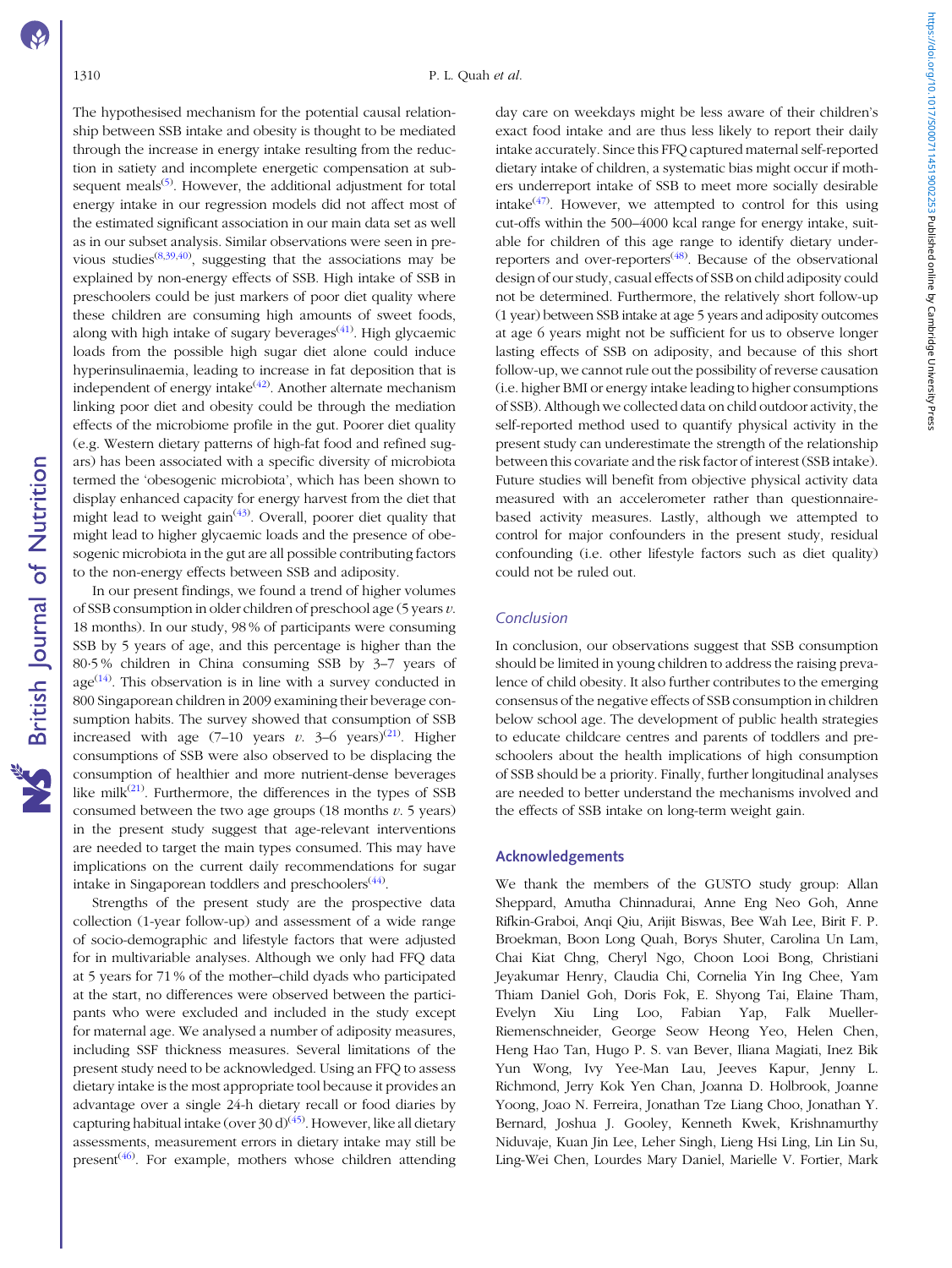The hypothesised mechanism for the potential causal relationship between SSB intake and obesity is thought to be mediated through the increase in energy intake resulting from the reduction in satiety and incomplete energetic compensation at subsequent meals[5]. However, the additional adjustment for total energy intake in our regression models did not affect most of the estimated significant association in our main data set as well as in our subset analysis. Similar observations were seen in previous studies[8,39,40], suggesting that the associations may be explained by non-energy effects of SSB. High intake of SSB in preschoolers could be just markers of poor diet quality where these children are consuming high amounts of sweet foods, along with high intake of sugary beverages[41]. High glycaemic loads from the possible high sugar diet alone could induce hyperinsulinaemia, leading to increase in fat deposition that is independent of energy intake[42]. Another alternate mechanism linking poor diet and obesity could be through the mediation effects of the microbiome profile in the gut. Poorer diet quality (e.g. Western dietary patterns of high-fat food and refined sugars) has been associated with a specific diversity of microbiota termed the 'obesogenic microbiota', which has been shown to display enhanced capacity for energy harvest from the diet that might lead to weight gain[43]. Overall, poorer diet quality that might lead to higher glycaemic loads and the presence of obesogenic microbiota in the gut are all possible contributing factors to the non-energy effects between SSB and adiposity.

In our present findings, we found a trend of higher volumes of SSB consumption in older children of preschool age (5 years *v.* 18 months). In our study, 98 % of participants were consuming SSB by 5 years of age, and this percentage is higher than the 80·5 % children in China consuming SSB by 3–7 years of age[14]. This observation is in line with a survey conducted in 800 Singaporean children in 2009 examining their beverage consumption habits. The survey showed that consumption of SSB increased with age (7–10 years *v.* 3–6 years)[21]. Higher consumptions of SSB were also observed to be displacing the consumption of healthier and more nutrient-dense beverages like milk[21]. Furthermore, the differences in the types of SSB consumed between the two age groups (18 months *v.* 5 years) in the present study suggest that age-relevant interventions are needed to target the main types consumed. This may have implications on the current daily recommendations for sugar intake in Singaporean toddlers and preschoolers[44].

Strengths of the present study are the prospective data collection (1-year follow-up) and assessment of a wide range of socio-demographic and lifestyle factors that were adjusted for in multivariable analyses. Although we only had FFQ data at 5 years for 71 % of the mother–child dyads who participated at the start, no differences were observed between the participants who were excluded and included in the study except for maternal age. We analysed a number of adiposity measures, including SSF thickness measures. Several limitations of the present study need to be acknowledged. Using an FFQ to assess dietary intake is the most appropriate tool because it provides an advantage over a single 24-h dietary recall or food diaries by capturing habitual intake (over 30 d)[45]. However, like all dietary assessments, measurement errors in dietary intake may still be present[46]. For example, mothers whose children attending day care on weekdays might be less aware of their children's exact food intake and are thus less likely to report their daily intake accurately. Since this FFQ captured maternal self-reported dietary intake of children, a systematic bias might occur if mothers underreport intake of SSB to meet more socially desirable intake[47]. However, we attempted to control for this using cut-offs within the 500–4000 kcal range for energy intake, suitable for children of this age range to identify dietary under-reporters and over-reporters[48]. Because of the observational design of our study, casual effects of SSB on child adiposity could not be determined. Furthermore, the relatively short follow-up (1 year) between SSB intake at age 5 years and adiposity outcomes at age 6 years might not be sufficient for us to observe longer lasting effects of SSB on adiposity, and because of this short follow-up, we cannot rule out the possibility of reverse causation (i.e. higher BMI or energy intake leading to higher consumptions of SSB). Although we collected data on child outdoor activity, the self-reported method used to quantify physical activity in the present study can underestimate the strength of the relationship between this covariate and the risk factor of interest (SSB intake). Future studies will benefit from objective physical activity data measured with an accelerometer rather than questionnaire-based activity measures. Lastly, although we attempted to control for major confounders in the present study, residual confounding (i.e. other lifestyle factors such as diet quality) could not be ruled out.

## Conclusion

In conclusion, our observations suggest that SSB consumption should be limited in young children to address the raising prevalence of child obesity. It also further contributes to the emerging consensus of the negative effects of SSB consumption in children below school age. The development of public health strategies to educate childcare centres and parents of toddlers and preschoolers about the health implications of high consumption of SSB should be a priority. Finally, further longitudinal analyses are needed to better understand the mechanisms involved and the effects of SSB intake on long-term weight gain.

## Acknowledgements

We thank the members of the GUSTO study group: Allan Sheppard, Amutha Chinnadurai, Anne Eng Neo Goh, Anne Rifkin-Graboi, Anqi Qiu, Arijit Biswas, Bee Wah Lee, Birit F. P. Broekman, Boon Long Quah, Borys Shuter, Carolina Un Lam, Chai Kiat Chng, Cheryl Ngo, Choon Looi Bong, Christiani Jeyakumar Henry, Claudia Chi, Cornelia Yin Ing Chee, Yam Thiam Daniel Goh, Doris Fok, E. Shyong Tai, Elaine Tham, Evelyn Xiu Ling Loo, Fabian Yap, Falk Mueller-Riemenschneider, George Seow Heong Yeo, Helen Chen, Heng Hao Tan, Hugo P. S. van Bever, Iliana Magiati, Inez Bik Yun Wong, Ivy Yee-Man Lau, Jeeves Kapur, Jenny L. Richmond, Jerry Kok Yen Chan, Joanna D. Holbrook, Joanne Yoong, Joao N. Ferreira, Jonathan Tze Liang Choo, Jonathan Y. Bernard, Joshua J. Gooley, Kenneth Kwek, Krishnamurthy Niduvaje, Kuan Jin Lee, Leher Singh, Lieng Hsi Ling, Lin Lin Su, Ling-Wei Chen, Lourdes Mary Daniel, Marielle V. Fortier, Mark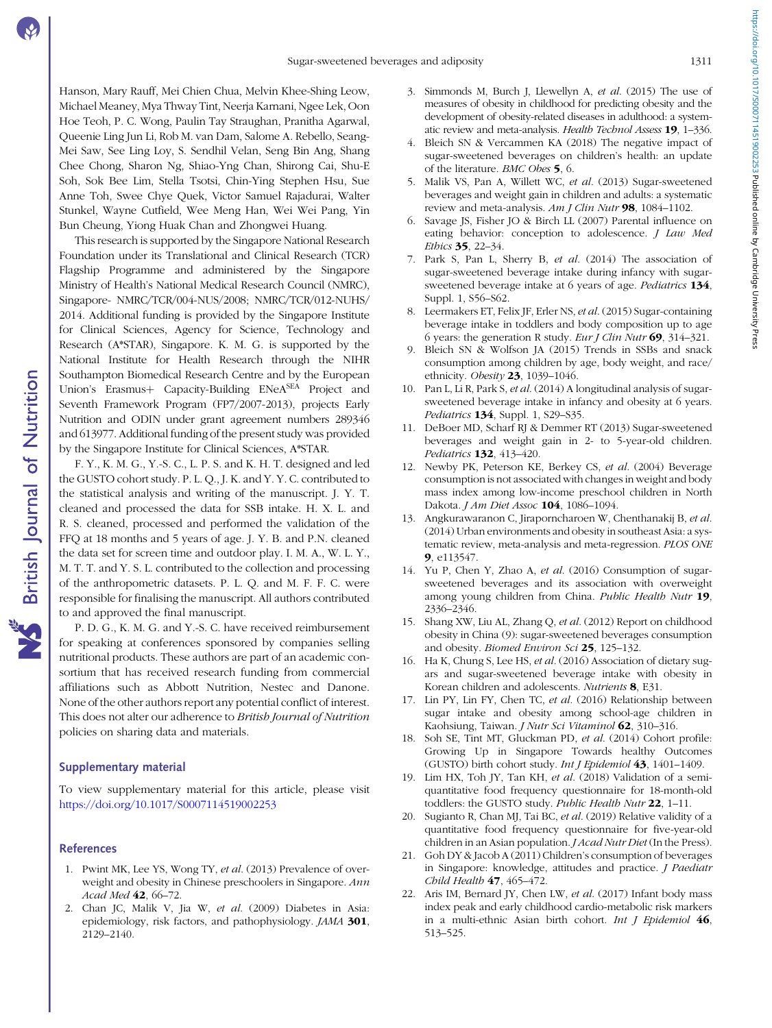Hanson, Mary Rauff, Mei Chien Chua, Melvin Khee-Shing Leow, Michael Meaney, Mya Thway Tint, Neerja Karnani, Ngee Lek, Oon Hoe Teoh, P. C. Wong, Paulin Tay Straughan, Pranitha Agarwal, Queenie Ling Jun Li, Rob M. van Dam, Salome A. Rebello, Seang-Mei Saw, See Ling Loy, S. Sendhil Velan, Seng Bin Ang, Shang Chee Chong, Sharon Ng, Shiao-Yng Chan, Shirong Cai, Shu-E Soh, Sok Bee Lim, Stella Tsotsi, Chin-Ying Stephen Hsu, Sue Anne Toh, Swee Chye Quek, Victor Samuel Rajadurai, Walter Stunkel, Wayne Cutfield, Wee Meng Han, Wei Wei Pang, Yin Bun Cheung, Yiong Huak Chan and Zhongwei Huang.

This research is supported by the Singapore National Research Foundation under its Translational and Clinical Research (TCR) Flagship Programme and administered by the Singapore Ministry of Health's National Medical Research Council (NMRC), Singapore- NMRC/TCR/004-NUS/2008; NMRC/TCR/012-NUHS/2014. Additional funding is provided by the Singapore Institute for Clinical Sciences, Agency for Science, Technology and Research (A*STAR), Singapore. K. M. G. is supported by the National Institute for Health Research through the NIHR Southampton Biomedical Research Centre and by the European Union's Erasmus+ Capacity-Building ENeA$^{SEA}$ Project and Seventh Framework Program (FP7/2007-2013), projects Early Nutrition and ODIN under grant agreement numbers 289346 and 613977. Additional funding of the present study was provided by the Singapore Institute for Clinical Sciences, A*STAR.

F. Y., K. M. G., Y.-S. C., L. P. S. and K. H. T. designed and led the GUSTO cohort study. P. L. Q., J. K. and Y. Y. C. contributed to the statistical analysis and writing of the manuscript. J. Y. T. cleaned and processed the data for SSB intake. H. X. L. and R. S. cleaned, processed and performed the validation of the FFQ at 18 months and 5 years of age. J. Y. B. and P.N. cleaned the data set for screen time and outdoor play. I. M. A., W. L. Y., M. T. T. and Y. S. L. contributed to the collection and processing of the anthropometric datasets. P. L. Q. and M. F. F. C. were responsible for finalising the manuscript. All authors contributed to and approved the final manuscript.

P. D. G., K. M. G. and Y.-S. C. have received reimbursement for speaking at conferences sponsored by companies selling nutritional products. These authors are part of an academic consortium that has received research funding from commercial affiliations such as Abbott Nutrition, Nestec and Danone. None of the other authors report any potential conflict of interest. This does not alter our adherence to *British Journal of Nutrition* policies on sharing data and materials.

## Supplementary material

To view supplementary material for this article, please visit https://doi.org/10.1017/S0007114519002253

## References

1. Pwint MK, Lee YS, Wong TY, *et al.* (2013) Prevalence of overweight and obesity in Chinese preschoolers in Singapore. *Ann Acad Med* **42**, 66–72.
2. Chan JC, Malik V, Jia W, *et al.* (2009) Diabetes in Asia: epidemiology, risk factors, and pathophysiology. *JAMA* **301**, 2129–2140.
3. Simmonds M, Burch J, Llewellyn A, *et al.* (2015) The use of measures of obesity in childhood for predicting obesity and the development of obesity-related diseases in adulthood: a systematic review and meta-analysis. *Health Technol Assess* **19**, 1–336.
4. Bleich SN & Vercammen KA (2018) The negative impact of sugar-sweetened beverages on children's health: an update of the literature. *BMC Obes* **5**, 6.
5. Malik VS, Pan A, Willett WC, *et al.* (2013) Sugar-sweetened beverages and weight gain in children and adults: a systematic review and meta-analysis. *Am J Clin Nutr* **98**, 1084–1102.
6. Savage JS, Fisher JO & Birch LL (2007) Parental influence on eating behavior: conception to adolescence. *J Law Med Ethics* **35**, 22–34.
7. Park S, Pan L, Sherry B, *et al.* (2014) The association of sugar-sweetened beverage intake during infancy with sugar-sweetened beverage intake at 6 years of age. *Pediatrics* **134**, Suppl. 1, S56–S62.
8. Leermakers ET, Felix JF, Erler NS, *et al.* (2015) Sugar-containing beverage intake in toddlers and body composition up to age 6 years: the generation R study. *Eur J Clin Nutr* **69**, 314–321.
9. Bleich SN & Wolfson JA (2015) Trends in SSBs and snack consumption among children by age, body weight, and race/ethnicity. *Obesity* **23**, 1039–1046.
10. Pan L, Li R, Park S, *et al.* (2014) A longitudinal analysis of sugar-sweetened beverage intake in infancy and obesity at 6 years. *Pediatrics* **134**, Suppl. 1, S29–S35.
11. DeBoer MD, Scharf RJ & Demmer RT (2013) Sugar-sweetened beverages and weight gain in 2- to 5-year-old children. *Pediatrics* **132**, 413–420.
12. Newby PK, Peterson KE, Berkey CS, *et al.* (2004) Beverage consumption is not associated with changes in weight and body mass index among low-income preschool children in North Dakota. *J Am Diet Assoc* **104**, 1086–1094.
13. Angkurawaranon C, Jiraporncharoen W, Chenthanakij B, *et al.* (2014) Urban environments and obesity in southeast Asia: a systematic review, meta-analysis and meta-regression. *PLOS ONE* **9**, e113547.
14. Yu P, Chen Y, Zhao A, *et al.* (2016) Consumption of sugar-sweetened beverages and its association with overweight among young children from China. *Public Health Nutr* **19**, 2336–2346.
15. Shang XW, Liu AL, Zhang Q, *et al.* (2012) Report on childhood obesity in China (9): sugar-sweetened beverages consumption and obesity. *Biomed Environ Sci* **25**, 125–132.
16. Ha K, Chung S, Lee HS, *et al.* (2016) Association of dietary sugars and sugar-sweetened beverage intake with obesity in Korean children and adolescents. *Nutrients* **8**, E31.
17. Lin PY, Lin FY, Chen TC, *et al.* (2016) Relationship between sugar intake and obesity among school-age children in Kaohsiung, Taiwan. *J Nutr Sci Vitaminol* **62**, 310–316.
18. Soh SE, Tint MT, Gluckman PD, *et al.* (2014) Cohort profile: Growing Up in Singapore Towards healthy Outcomes (GUSTO) birth cohort study. *Int J Epidemiol* **43**, 1401–1409.
19. Lim HX, Toh JY, Tan KH, *et al.* (2018) Validation of a semi-quantitative food frequency questionnaire for 18-month-old toddlers: the GUSTO study. *Public Health Nutr* **22**, 1–11.
20. Sugianto R, Chan MJ, Tai BC, *et al.* (2019) Relative validity of a quantitative food frequency questionnaire for five-year-old children in an Asian population. *J Acad Nutr Diet* (In the Press).
21. Goh DY & Jacob A (2011) Children's consumption of beverages in Singapore: knowledge, attitudes and practice. *J Paediatr Child Health* **47**, 465–472.
22. Aris IM, Bernard JY, Chen LW, *et al.* (2017) Infant body mass index peak and early childhood cardio-metabolic risk markers in a multi-ethnic Asian birth cohort. *Int J Epidemiol* **46**, 513–525.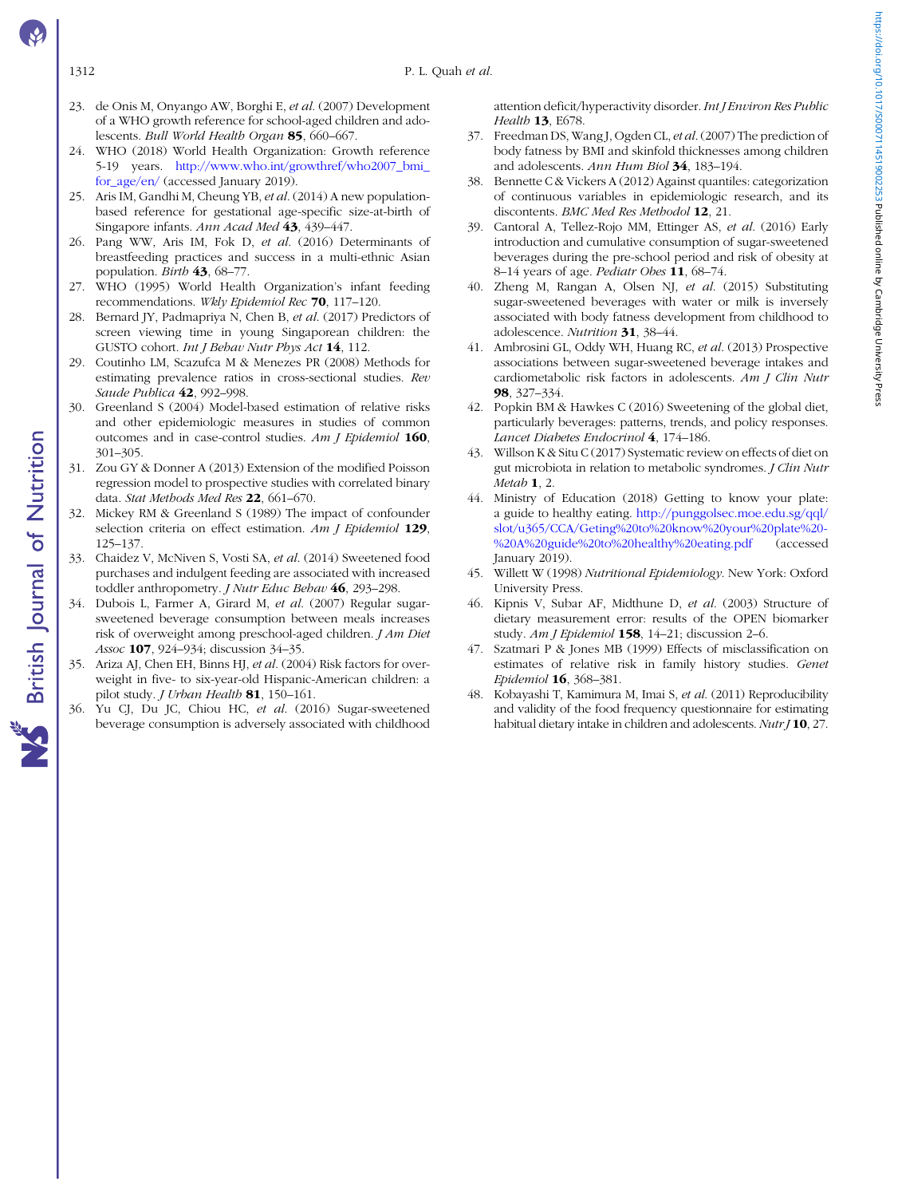23. de Onis M, Onyango AW, Borghi E, *et al.* (2007) Development of a WHO growth reference for school-aged children and adolescents. *Bull World Health Organ* **85**, 660–667.
24. WHO (2018) World Health Organization: Growth reference 5-19 years. http://www.who.int/growthref/who2007_bmi_for_age/en/ (accessed January 2019).
25. Aris IM, Gandhi M, Cheung YB, *et al.* (2014) A new population-based reference for gestational age-specific size-at-birth of Singapore infants. *Ann Acad Med* **43**, 439–447.
26. Pang WW, Aris IM, Fok D, *et al.* (2016) Determinants of breastfeeding practices and success in a multi-ethnic Asian population. *Birth* **43**, 68–77.
27. WHO (1995) World Health Organization's infant feeding recommendations. *Wkly Epidemiol Rec* **70**, 117–120.
28. Bernard JY, Padmapriya N, Chen B, *et al.* (2017) Predictors of screen viewing time in young Singaporean children: the GUSTO cohort. *Int J Behav Nutr Phys Act* **14**, 112.
29. Coutinho LM, Scazufca M & Menezes PR (2008) Methods for estimating prevalence ratios in cross-sectional studies. *Rev Saude Publica* **42**, 992–998.
30. Greenland S (2004) Model-based estimation of relative risks and other epidemiologic measures in studies of common outcomes and in case-control studies. *Am J Epidemiol* **160**, 301–305.
31. Zou GY & Donner A (2013) Extension of the modified Poisson regression model to prospective studies with correlated binary data. *Stat Methods Med Res* **22**, 661–670.
32. Mickey RM & Greenland S (1989) The impact of confounder selection criteria on effect estimation. *Am J Epidemiol* **129**, 125–137.
33. Chaidez V, McNiven S, Vosti SA, *et al.* (2014) Sweetened food purchases and indulgent feeding are associated with increased toddler anthropometry. *J Nutr Educ Behav* **46**, 293–298.
34. Dubois L, Farmer A, Girard M, *et al.* (2007) Regular sugar-sweetened beverage consumption between meals increases risk of overweight among preschool-aged children. *J Am Diet Assoc* **107**, 924–934; discussion 34–35.
35. Ariza AJ, Chen EH, Binns HJ, *et al.* (2004) Risk factors for overweight in five- to six-year-old Hispanic-American children: a pilot study. *J Urban Health* **81**, 150–161.
36. Yu CJ, Du JC, Chiou HC, *et al.* (2016) Sugar-sweetened beverage consumption is adversely associated with childhood attention deficit/hyperactivity disorder. *Int J Environ Res Public Health* **13**, E678.
37. Freedman DS, Wang J, Ogden CL, *et al.* (2007) The prediction of body fatness by BMI and skinfold thicknesses among children and adolescents. *Ann Hum Biol* **34**, 183–194.
38. Bennette C & Vickers A (2012) Against quantiles: categorization of continuous variables in epidemiologic research, and its discontents. *BMC Med Res Methodol* **12**, 21.
39. Cantoral A, Tellez-Rojo MM, Ettinger AS, *et al.* (2016) Early introduction and cumulative consumption of sugar-sweetened beverages during the pre-school period and risk of obesity at 8–14 years of age. *Pediatr Obes* **11**, 68–74.
40. Zheng M, Rangan A, Olsen NJ, *et al.* (2015) Substituting sugar-sweetened beverages with water or milk is inversely associated with body fatness development from childhood to adolescence. *Nutrition* **31**, 38–44.
41. Ambrosini GL, Oddy WH, Huang RC, *et al.* (2013) Prospective associations between sugar-sweetened beverage intakes and cardiometabolic risk factors in adolescents. *Am J Clin Nutr* **98**, 327–334.
42. Popkin BM & Hawkes C (2016) Sweetening of the global diet, particularly beverages: patterns, trends, and policy responses. *Lancet Diabetes Endocrinol* **4**, 174–186.
43. Willson K & Situ C (2017) Systematic review on effects of diet on gut microbiota in relation to metabolic syndromes. *J Clin Nutr Metab* **1**, 2.
44. Ministry of Education (2018) Getting to know your plate: a guide to healthy eating. http://punggolsec.moe.edu.sg/qql/slot/u365/CCA/Geting%20to%20know%20your%20plate%20-%20A%20guide%20to%20healthy%20eating.pdf (accessed January 2019).
45. Willett W (1998) *Nutritional Epidemiology*. New York: Oxford University Press.
46. Kipnis V, Subar AF, Midthune D, *et al.* (2003) Structure of dietary measurement error: results of the OPEN biomarker study. *Am J Epidemiol* **158**, 14–21; discussion 2–6.
47. Szatmari P & Jones MB (1999) Effects of misclassification on estimates of relative risk in family history studies. *Genet Epidemiol* **16**, 368–381.
48. Kobayashi T, Kamimura M, Imai S, *et al.* (2011) Reproducibility and validity of the food frequency questionnaire for estimating habitual dietary intake in children and adolescents. *Nutr J* **10**, 27.